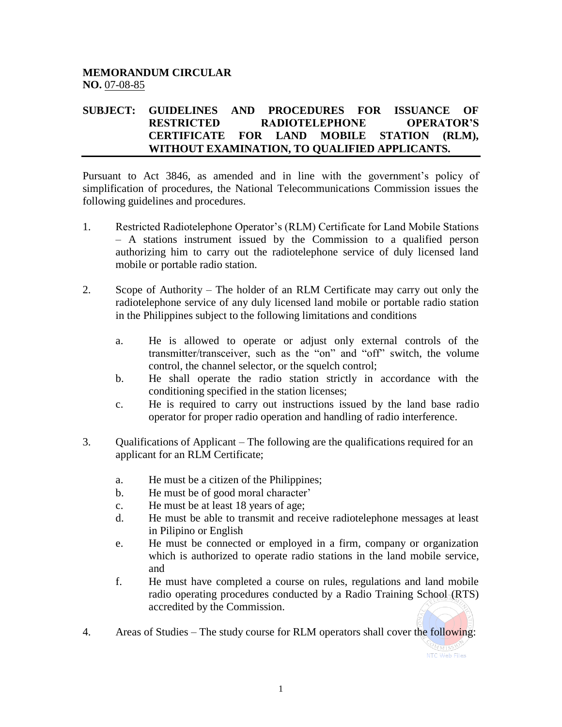**MEMORANDUM CIRCULAR**
**NO.** 07-08-85

**SUBJECT: GUIDELINES AND PROCEDURES FOR ISSUANCE OF RESTRICTED RADIOTELEPHONE OPERATOR'S CERTIFICATE FOR LAND MOBILE STATION (RLM), WITHOUT EXAMINATION, TO QUALIFIED APPLICANTS.**

Pursuant to Act 3846, as amended and in line with the government's policy of simplification of procedures, the National Telecommunications Commission issues the following guidelines and procedures.

1. Restricted Radiotelephone Operator's (RLM) Certificate for Land Mobile Stations – A stations instrument issued by the Commission to a qualified person authorizing him to carry out the radiotelephone service of duly licensed land mobile or portable radio station.

2. Scope of Authority – The holder of an RLM Certificate may carry out only the radiotelephone service of any duly licensed land mobile or portable radio station in the Philippines subject to the following limitations and conditions

   a. He is allowed to operate or adjust only external controls of the transmitter/transceiver, such as the "on" and "off" switch, the volume control, the channel selector, or the squelch control;
   b. He shall operate the radio station strictly in accordance with the conditioning specified in the station licenses;
   c. He is required to carry out instructions issued by the land base radio operator for proper radio operation and handling of radio interference.

3. Qualifications of Applicant – The following are the qualifications required for an applicant for an RLM Certificate;

   a. He must be a citizen of the Philippines;
   b. He must be of good moral character'
   c. He must be at least 18 years of age;
   d. He must be able to transmit and receive radiotelephone messages at least in Pilipino or English
   e. He must be connected or employed in a firm, company or organization which is authorized to operate radio stations in the land mobile service, and
   f. He must have completed a course on rules, regulations and land mobile radio operating procedures conducted by a Radio Training School (RTS) accredited by the Commission.

4. Areas of Studies – The study course for RLM operators shall cover the following: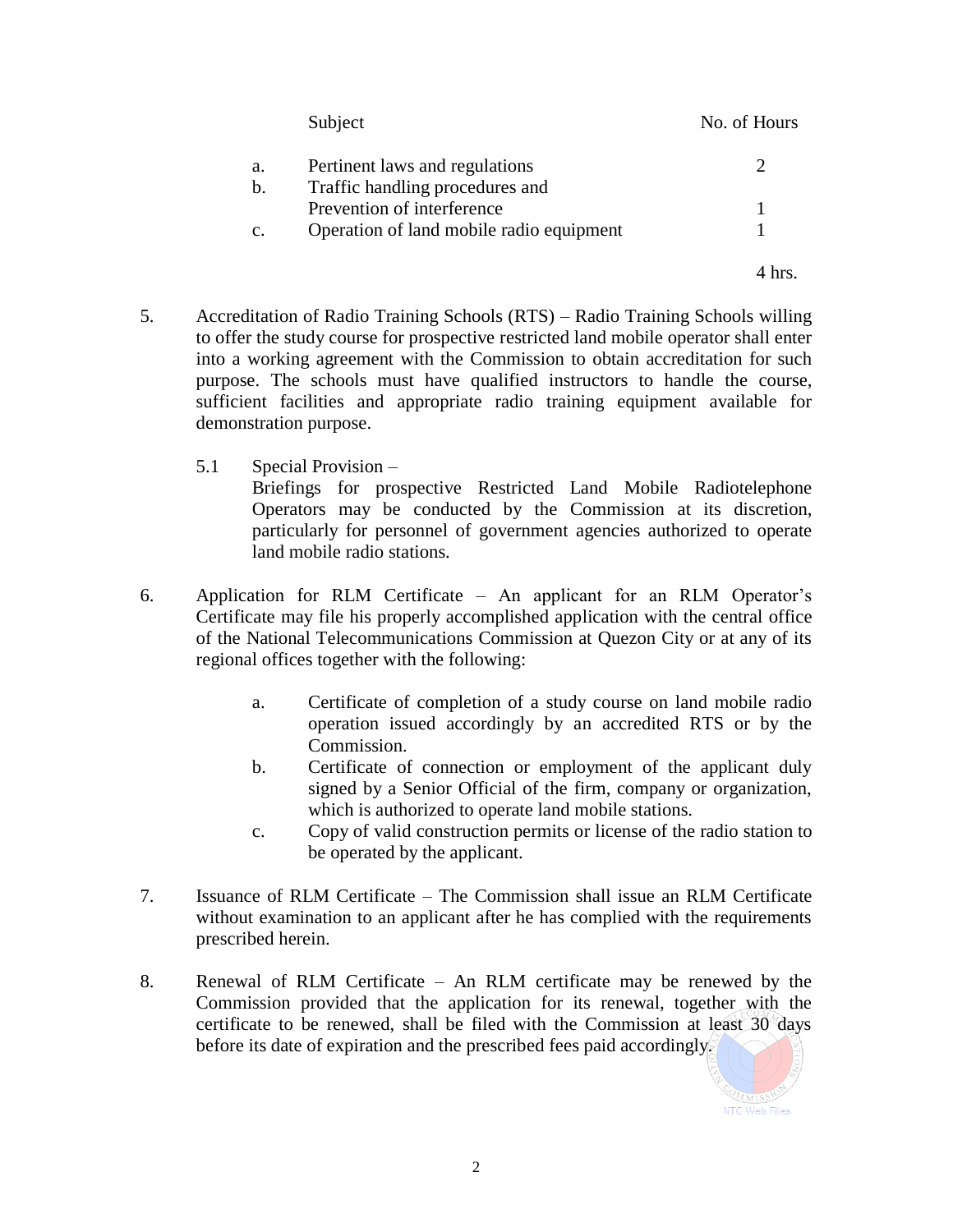| | Subject | No. of Hours |
|---|---|---|
| a. | Pertinent laws and regulations | 2 |
| b. | Traffic handling procedures and Prevention of interference | 1 |
| c. | Operation of land mobile radio equipment | 1 |
| | | 4 hrs. |

5. Accreditation of Radio Training Schools (RTS) – Radio Training Schools willing to offer the study course for prospective restricted land mobile operator shall enter into a working agreement with the Commission to obtain accreditation for such purpose. The schools must have qualified instructors to handle the course, sufficient facilities and appropriate radio training equipment available for demonstration purpose.

   5.1 Special Provision –
   Briefings for prospective Restricted Land Mobile Radiotelephone Operators may be conducted by the Commission at its discretion, particularly for personnel of government agencies authorized to operate land mobile radio stations.

6. Application for RLM Certificate – An applicant for an RLM Operator's Certificate may file his properly accomplished application with the central office of the National Telecommunications Commission at Quezon City or at any of its regional offices together with the following:

   a. Certificate of completion of a study course on land mobile radio operation issued accordingly by an accredited RTS or by the Commission.
   b. Certificate of connection or employment of the applicant duly signed by a Senior Official of the firm, company or organization, which is authorized to operate land mobile stations.
   c. Copy of valid construction permits or license of the radio station to be operated by the applicant.

7. Issuance of RLM Certificate – The Commission shall issue an RLM Certificate without examination to an applicant after he has complied with the requirements prescribed herein.

8. Renewal of RLM Certificate – An RLM certificate may be renewed by the Commission provided that the application for its renewal, together with the certificate to be renewed, shall be filed with the Commission at least 30 days before its date of expiration and the prescribed fees paid accordingly.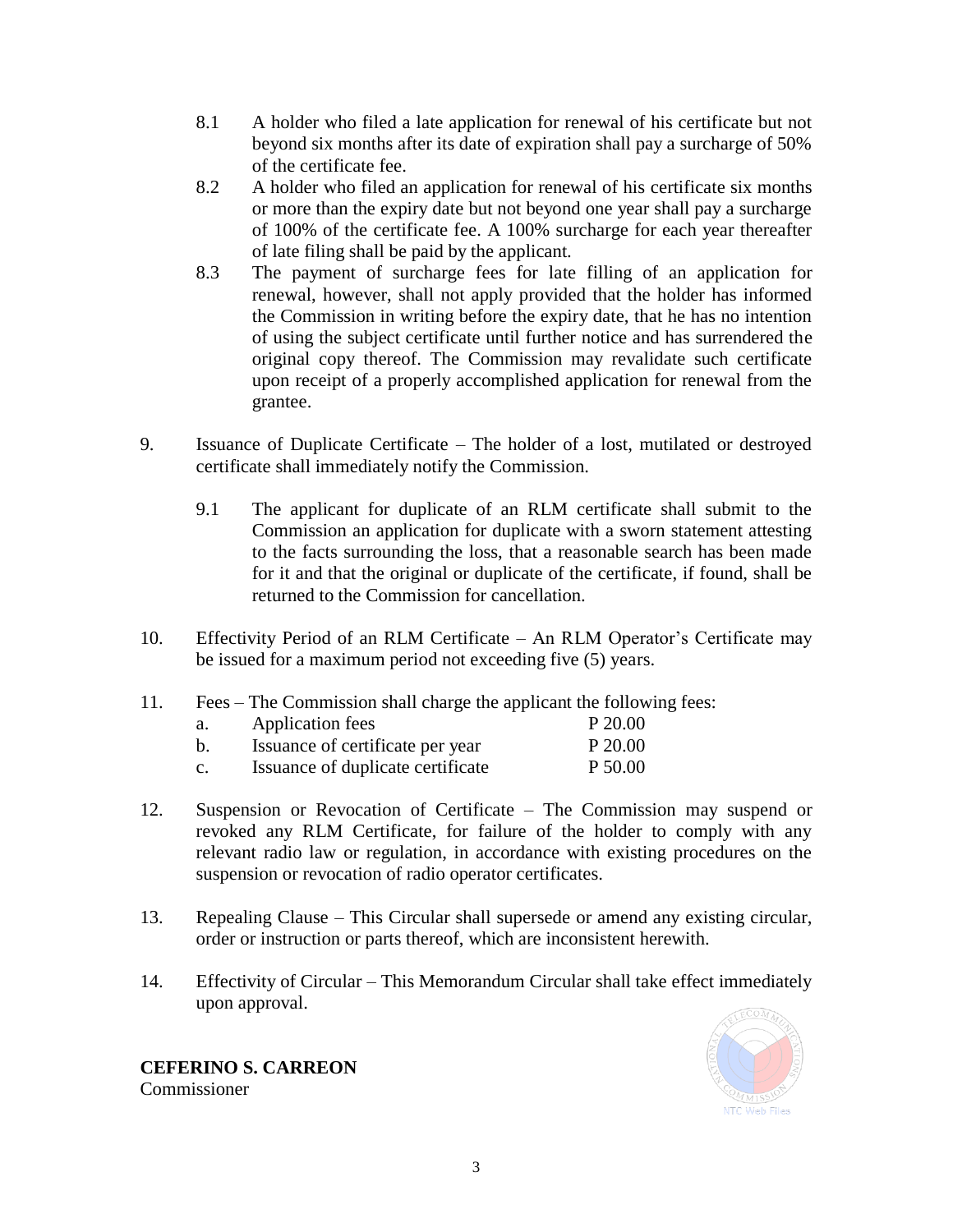8.1 A holder who filed a late application for renewal of his certificate but not beyond six months after its date of expiration shall pay a surcharge of 50% of the certificate fee.

8.2 A holder who filed an application for renewal of his certificate six months or more than the expiry date but not beyond one year shall pay a surcharge of 100% of the certificate fee. A 100% surcharge for each year thereafter of late filing shall be paid by the applicant.

8.3 The payment of surcharge fees for late filling of an application for renewal, however, shall not apply provided that the holder has informed the Commission in writing before the expiry date, that he has no intention of using the subject certificate until further notice and has surrendered the original copy thereof. The Commission may revalidate such certificate upon receipt of a properly accomplished application for renewal from the grantee.

9. Issuance of Duplicate Certificate – The holder of a lost, mutilated or destroyed certificate shall immediately notify the Commission.

   9.1 The applicant for duplicate of an RLM certificate shall submit to the Commission an application for duplicate with a sworn statement attesting to the facts surrounding the loss, that a reasonable search has been made for it and that the original or duplicate of the certificate, if found, shall be returned to the Commission for cancellation.

10. Effectivity Period of an RLM Certificate – An RLM Operator's Certificate may be issued for a maximum period not exceeding five (5) years.

11. Fees – The Commission shall charge the applicant the following fees:

| | | |
|---|---|---|
| a. | Application fees | P 20.00 |
| b. | Issuance of certificate per year | P 20.00 |
| c. | Issuance of duplicate certificate | P 50.00 |

12. Suspension or Revocation of Certificate – The Commission may suspend or revoked any RLM Certificate, for failure of the holder to comply with any relevant radio law or regulation, in accordance with existing procedures on the suspension or revocation of radio operator certificates.

13. Repealing Clause – This Circular shall supersede or amend any existing circular, order or instruction or parts thereof, which are inconsistent herewith.

14. Effectivity of Circular – This Memorandum Circular shall take effect immediately upon approval.

**CEFERINO S. CARREON**
Commissioner